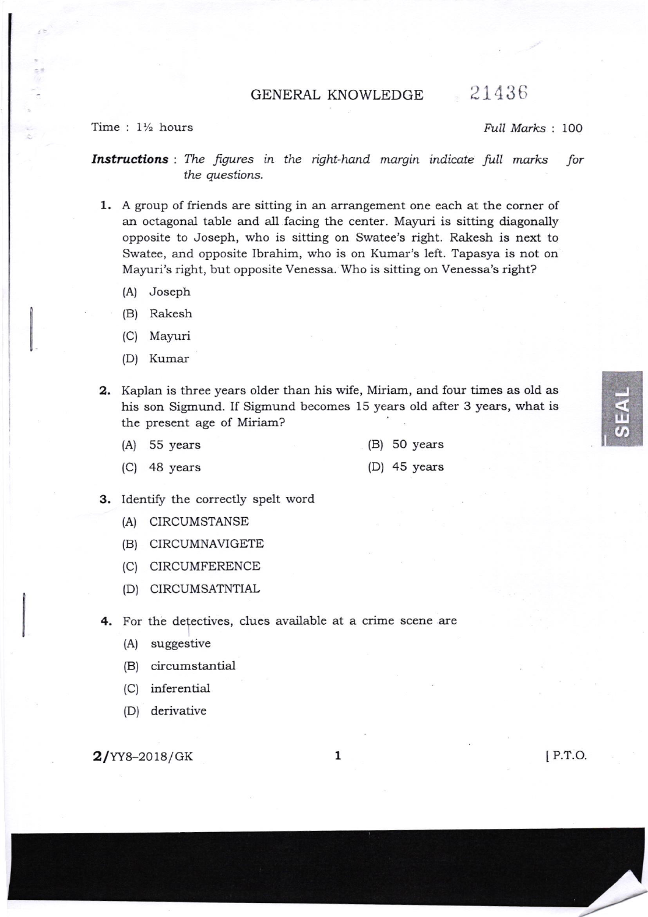# GENERAL KNOWLEDGE

21436

Time : 1½ hours

*Full Marks* : 100

***Instructions*** : *The figures in the right-hand margin indicate full marks for the questions.*

**1.** A group of friends are sitting in an arrangement one each at the corner of an octagonal table and all facing the center. Mayuri is sitting diagonally opposite to Joseph, who is sitting on Swatee's right. Rakesh is next to Swatee, and opposite Ibrahim, who is on Kumar's left. Tapasya is not on Mayuri's right, but opposite Venessa. Who is sitting on Venessa's right?

(A) Joseph

(B) Rakesh

(C) Mayuri

(D) Kumar

**2.** Kaplan is three years older than his wife, Miriam, and four times as old as his son Sigmund. If Sigmund becomes 15 years old after 3 years, what is the present age of Miriam?

(A) 55 years

(B) 50 years

(C) 48 years

(D) 45 years

**3.** Identify the correctly spelt word

(A) CIRCUMSTANSE

(B) CIRCUMNAVIGETE

(C) CIRCUMFERENCE

(D) CIRCUMSATNTIAL

**4.** For the detectives, clues available at a crime scene are

(A) suggestive

(B) circumstantial

(C) inferential

(D) derivative

2/YY8–2018/GK

[ P.T.O.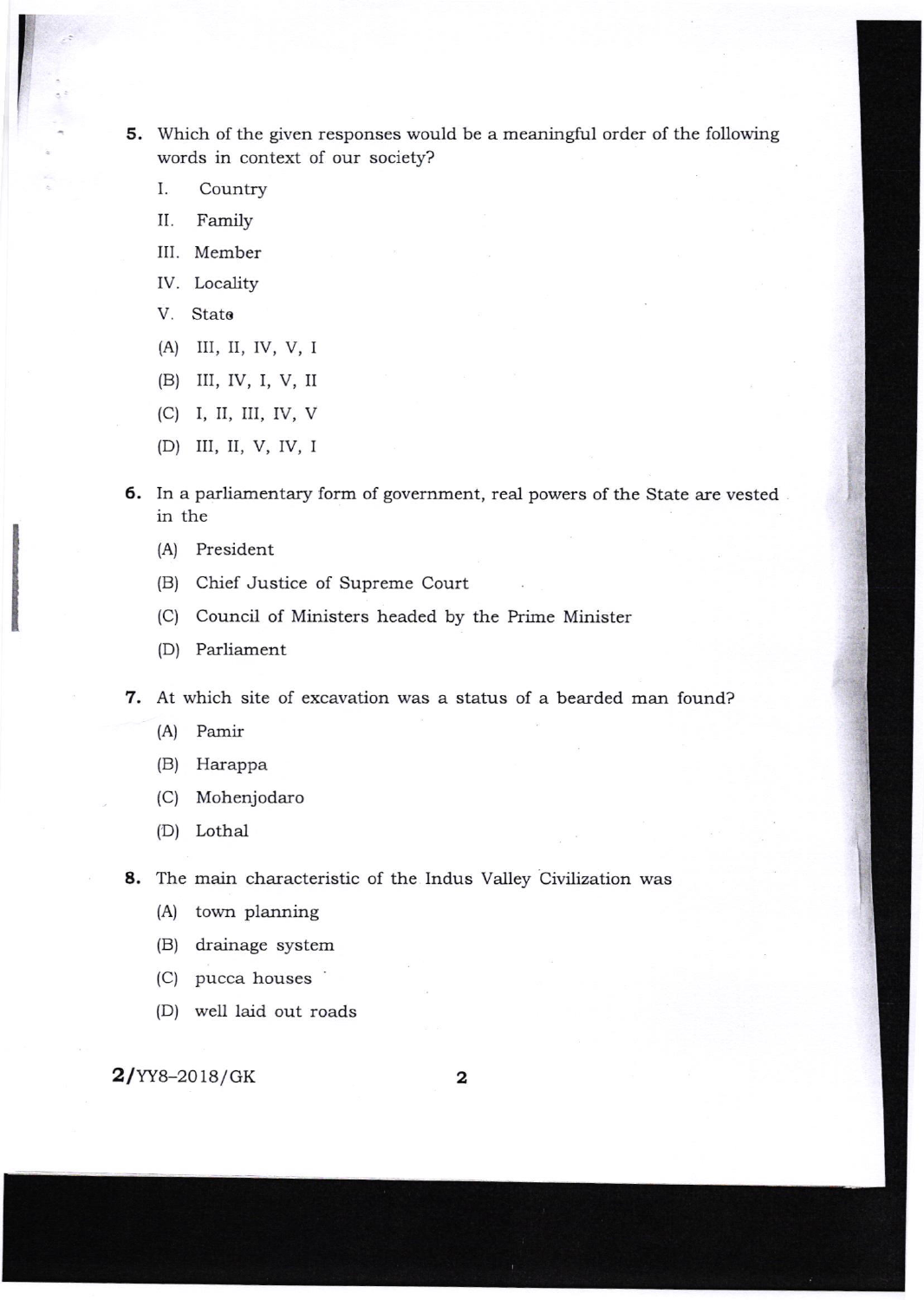5. Which of the given responses would be a meaningful order of the following words in context of our society?

   I. Country

   II. Family

   III. Member

   IV. Locality

   V. State

   (A) III, II, IV, V, I

   (B) III, IV, I, V, II

   (C) I, II, III, IV, V

   (D) III, II, V, IV, I

6. In a parliamentary form of government, real powers of the State are vested in the

   (A) President

   (B) Chief Justice of Supreme Court

   (C) Council of Ministers headed by the Prime Minister

   (D) Parliament

7. At which site of excavation was a status of a bearded man found?

   (A) Pamir

   (B) Harappa

   (C) Mohenjodaro

   (D) Lothal

8. The main characteristic of the Indus Valley Civilization was

   (A) town planning

   (B) drainage system

   (C) pucca houses

   (D) well laid out roads

2/YY8–2018/GK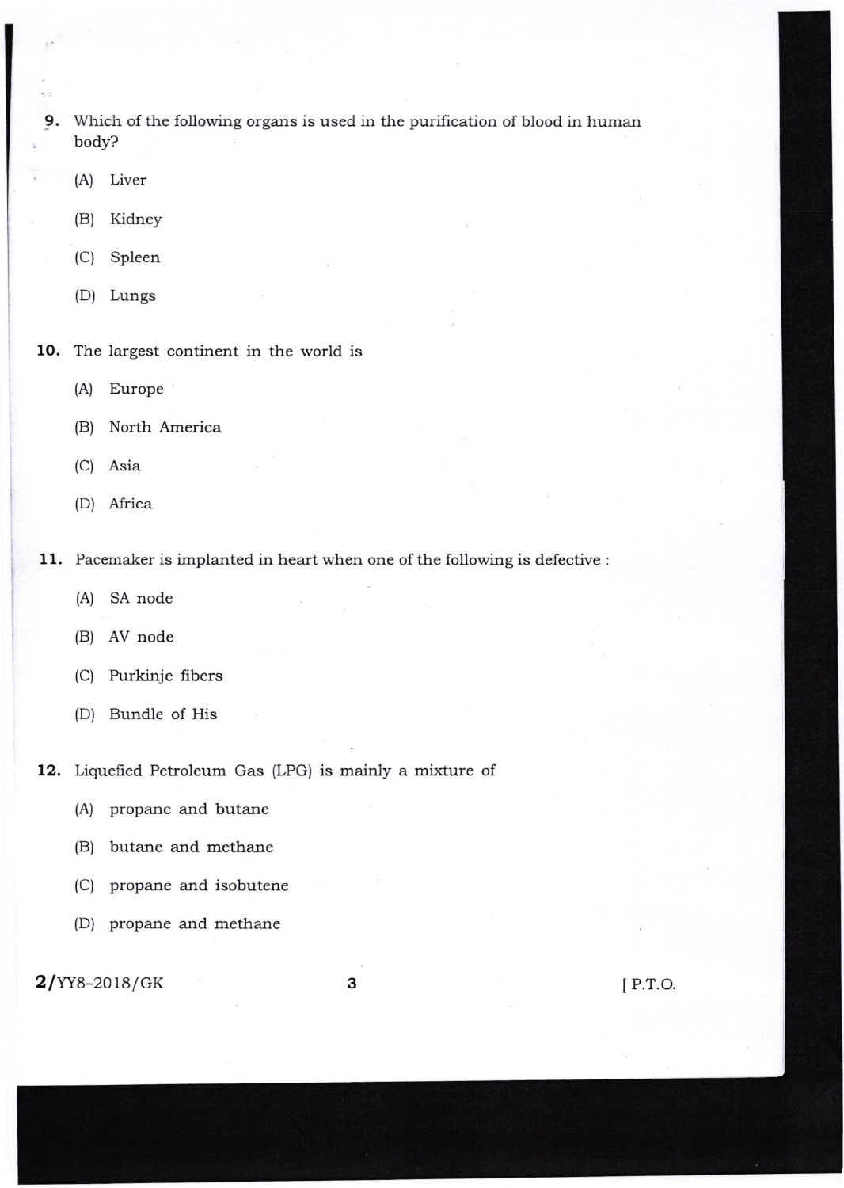9. Which of the following organs is used in the purification of blood in human body?

   (A) Liver

   (B) Kidney

   (C) Spleen

   (D) Lungs

10. The largest continent in the world is

    (A) Europe

    (B) North America

    (C) Asia

    (D) Africa

11. Pacemaker is implanted in heart when one of the following is defective :

    (A) SA node

    (B) AV node

    (C) Purkinje fibers

    (D) Bundle of His

12. Liquefied Petroleum Gas (LPG) is mainly a mixture of

    (A) propane and butane

    (B) butane and methane

    (C) propane and isobutene

    (D) propane and methane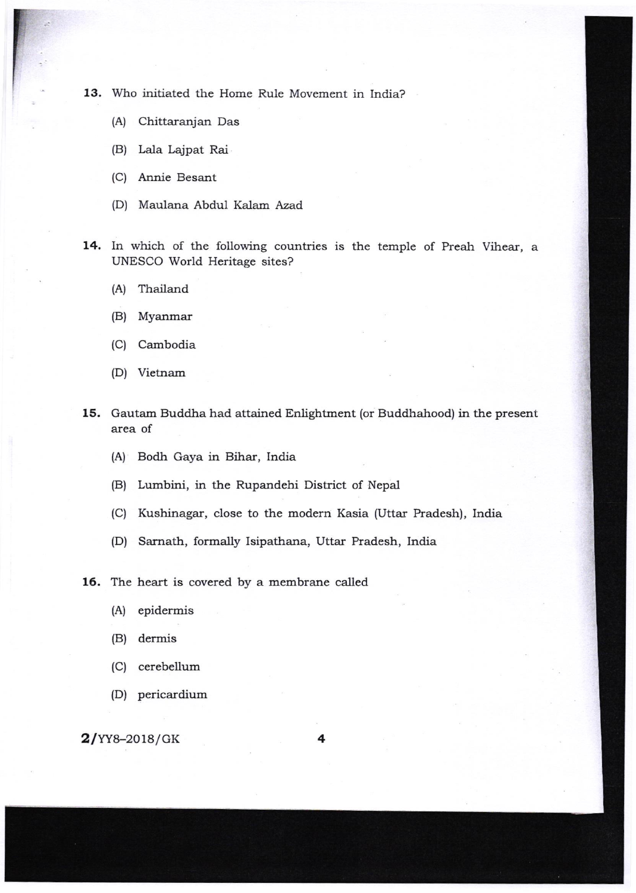13. Who initiated the Home Rule Movement in India?

 (A) Chittaranjan Das

 (B) Lala Lajpat Rai

 (C) Annie Besant

 (D) Maulana Abdul Kalam Azad

14. In which of the following countries is the temple of Preah Vihear, a UNESCO World Heritage sites?

 (A) Thailand

 (B) Myanmar

 (C) Cambodia

 (D) Vietnam

15. Gautam Buddha had attained Enlightment (or Buddhahood) in the present area of

 (A) Bodh Gaya in Bihar, India

 (B) Lumbini, in the Rupandehi District of Nepal

 (C) Kushinagar, close to the modern Kasia (Uttar Pradesh), India

 (D) Sarnath, formally Isipathana, Uttar Pradesh, India

16. The heart is covered by a membrane called

 (A) epidermis

 (B) dermis

 (C) cerebellum

 (D) pericardium